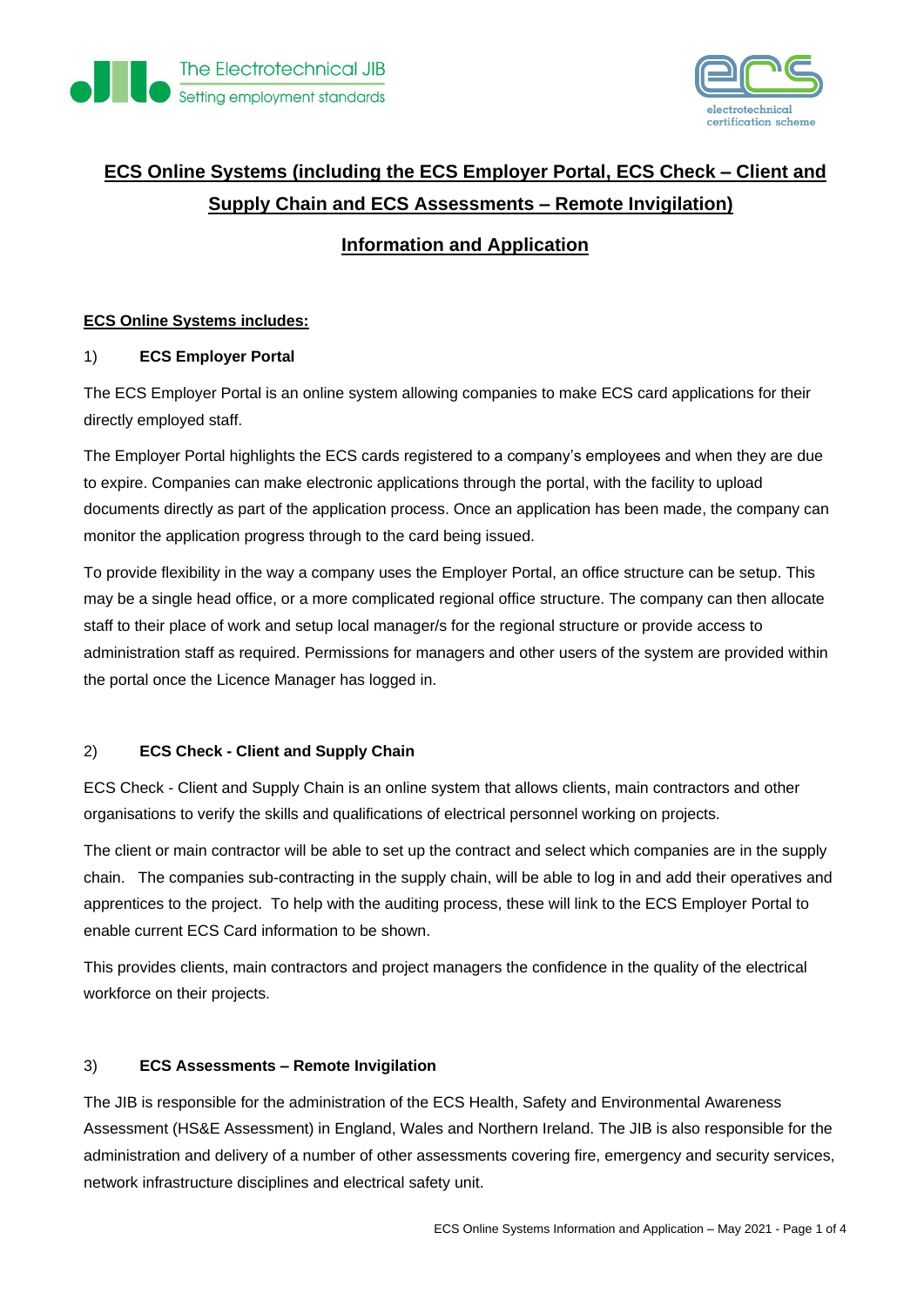# ECS Online Systems (including the ECS Employer Portal, ECS Check – Client and Supply Chain and ECS Assessments – Remote Invigilation)

## Information and Application

### ECS Online Systems includes:

#### 1) ECS Employer Portal

The ECS Employer Portal is an online system allowing companies to make ECS card applications for their directly employed staff.

The Employer Portal highlights the ECS cards registered to a company's employees and when they are due to expire. Companies can make electronic applications through the portal, with the facility to upload documents directly as part of the application process. Once an application has been made, the company can monitor the application progress through to the card being issued.

To provide flexibility in the way a company uses the Employer Portal, an office structure can be setup. This may be a single head office, or a more complicated regional office structure. The company can then allocate staff to their place of work and setup local manager/s for the regional structure or provide access to administration staff as required. Permissions for managers and other users of the system are provided within the portal once the Licence Manager has logged in.

#### 2) ECS Check - Client and Supply Chain

ECS Check - Client and Supply Chain is an online system that allows clients, main contractors and other organisations to verify the skills and qualifications of electrical personnel working on projects.

The client or main contractor will be able to set up the contract and select which companies are in the supply chain. The companies sub-contracting in the supply chain, will be able to log in and add their operatives and apprentices to the project. To help with the auditing process, these will link to the ECS Employer Portal to enable current ECS Card information to be shown.

This provides clients, main contractors and project managers the confidence in the quality of the electrical workforce on their projects.

#### 3) ECS Assessments – Remote Invigilation

The JIB is responsible for the administration of the ECS Health, Safety and Environmental Awareness Assessment (HS&E Assessment) in England, Wales and Northern Ireland. The JIB is also responsible for the administration and delivery of a number of other assessments covering fire, emergency and security services, network infrastructure disciplines and electrical safety unit.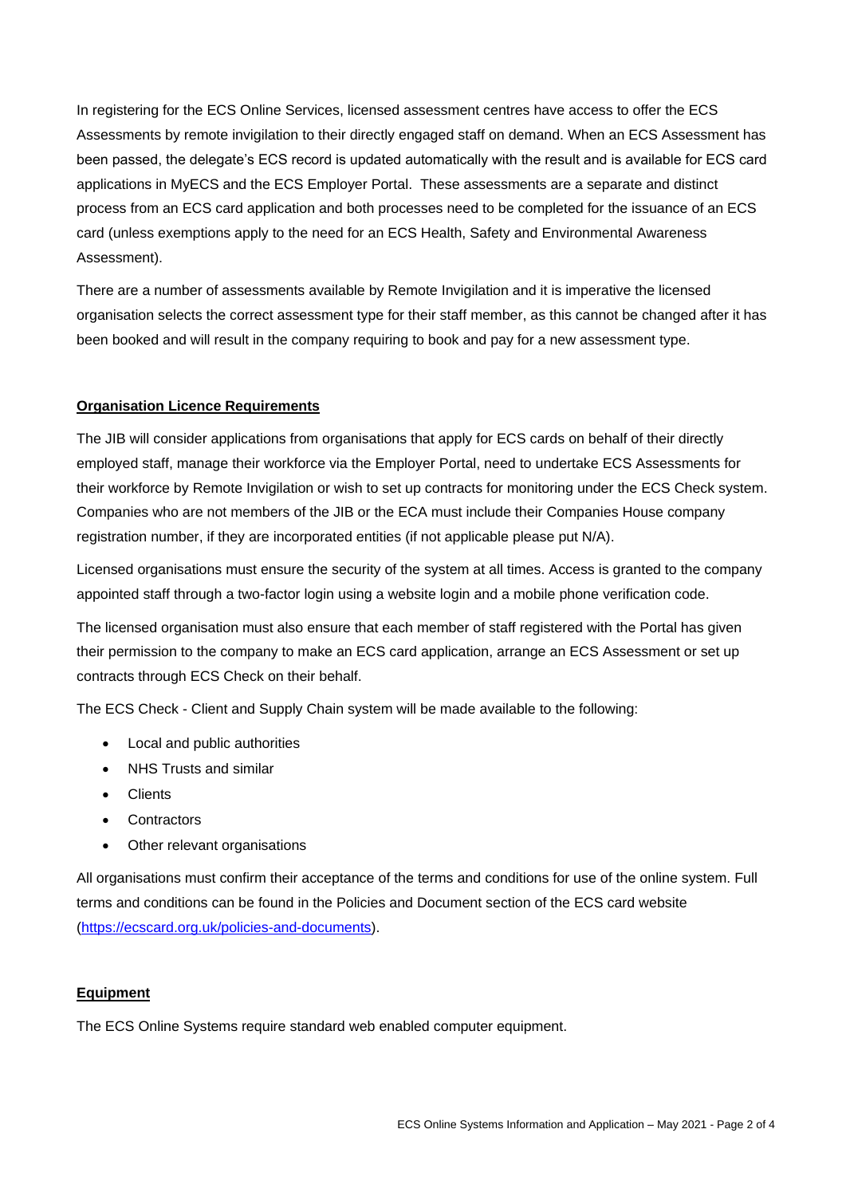In registering for the ECS Online Services, licensed assessment centres have access to offer the ECS Assessments by remote invigilation to their directly engaged staff on demand. When an ECS Assessment has been passed, the delegate's ECS record is updated automatically with the result and is available for ECS card applications in MyECS and the ECS Employer Portal. These assessments are a separate and distinct process from an ECS card application and both processes need to be completed for the issuance of an ECS card (unless exemptions apply to the need for an ECS Health, Safety and Environmental Awareness Assessment).

There are a number of assessments available by Remote Invigilation and it is imperative the licensed organisation selects the correct assessment type for their staff member, as this cannot be changed after it has been booked and will result in the company requiring to book and pay for a new assessment type.

## Organisation Licence Requirements

The JIB will consider applications from organisations that apply for ECS cards on behalf of their directly employed staff, manage their workforce via the Employer Portal, need to undertake ECS Assessments for their workforce by Remote Invigilation or wish to set up contracts for monitoring under the ECS Check system. Companies who are not members of the JIB or the ECA must include their Companies House company registration number, if they are incorporated entities (if not applicable please put N/A).

Licensed organisations must ensure the security of the system at all times. Access is granted to the company appointed staff through a two-factor login using a website login and a mobile phone verification code.

The licensed organisation must also ensure that each member of staff registered with the Portal has given their permission to the company to make an ECS card application, arrange an ECS Assessment or set up contracts through ECS Check on their behalf.

The ECS Check - Client and Supply Chain system will be made available to the following:

- Local and public authorities
- NHS Trusts and similar
- Clients
- Contractors
- Other relevant organisations

All organisations must confirm their acceptance of the terms and conditions for use of the online system. Full terms and conditions can be found in the Policies and Document section of the ECS card website (https://ecscard.org.uk/policies-and-documents).

## Equipment

The ECS Online Systems require standard web enabled computer equipment.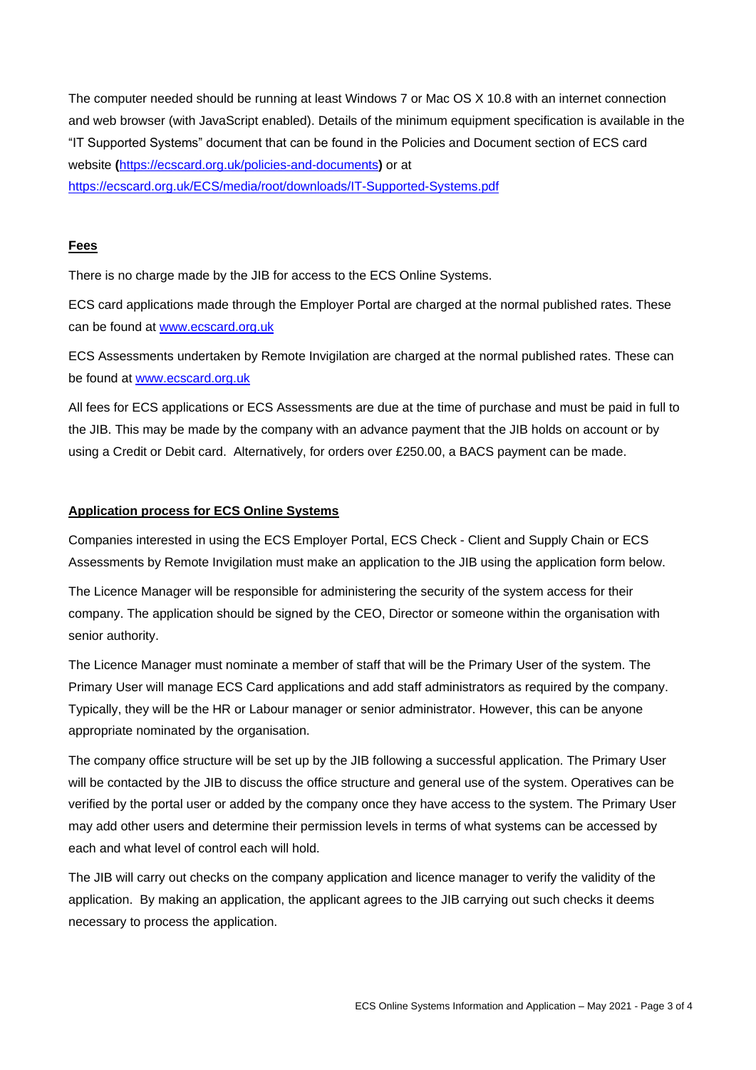The computer needed should be running at least Windows 7 or Mac OS X 10.8 with an internet connection and web browser (with JavaScript enabled). Details of the minimum equipment specification is available in the "IT Supported Systems" document that can be found in the Policies and Document section of ECS card website **(**[https://ecscard.org.uk/policies-and-documents](https://ecscard.org.uk/policies-and-documents)**)** or at [https://ecscard.org.uk/ECS/media/root/downloads/IT-Supported-Systems.pdf](https://ecscard.org.uk/ECS/media/root/downloads/IT-Supported-Systems.pdf)

## Fees

There is no charge made by the JIB for access to the ECS Online Systems.

ECS card applications made through the Employer Portal are charged at the normal published rates. These can be found at [www.ecscard.org.uk](http://www.ecscard.org.uk)

ECS Assessments undertaken by Remote Invigilation are charged at the normal published rates. These can be found at [www.ecscard.org.uk](http://www.ecscard.org.uk)

All fees for ECS applications or ECS Assessments are due at the time of purchase and must be paid in full to the JIB. This may be made by the company with an advance payment that the JIB holds on account or by using a Credit or Debit card. Alternatively, for orders over £250.00, a BACS payment can be made.

## Application process for ECS Online Systems

Companies interested in using the ECS Employer Portal, ECS Check - Client and Supply Chain or ECS Assessments by Remote Invigilation must make an application to the JIB using the application form below.

The Licence Manager will be responsible for administering the security of the system access for their company. The application should be signed by the CEO, Director or someone within the organisation with senior authority.

The Licence Manager must nominate a member of staff that will be the Primary User of the system. The Primary User will manage ECS Card applications and add staff administrators as required by the company. Typically, they will be the HR or Labour manager or senior administrator. However, this can be anyone appropriate nominated by the organisation.

The company office structure will be set up by the JIB following a successful application. The Primary User will be contacted by the JIB to discuss the office structure and general use of the system. Operatives can be verified by the portal user or added by the company once they have access to the system. The Primary User may add other users and determine their permission levels in terms of what systems can be accessed by each and what level of control each will hold.

The JIB will carry out checks on the company application and licence manager to verify the validity of the application. By making an application, the applicant agrees to the JIB carrying out such checks it deems necessary to process the application.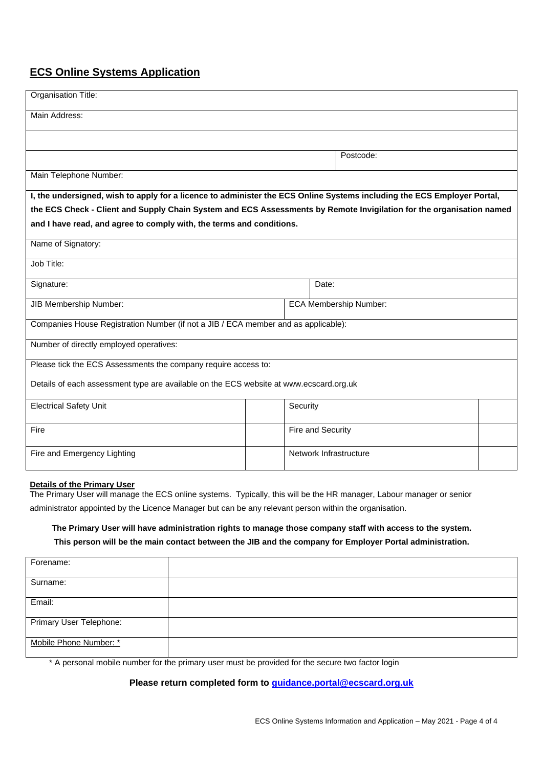## ECS Online Systems Application

| | |
|---|---|
| Organisation Title: | |
| Main Address: | |
| | |
| | Postcode: |
| Main Telephone Number: | |

**I, the undersigned, wish to apply for a licence to administer the ECS Online Systems including the ECS Employer Portal, the ECS Check - Client and Supply Chain System and ECS Assessments by Remote Invigilation for the organisation named and I have read, and agree to comply with, the terms and conditions.**

| | |
|---|---|
| Name of Signatory: | |
| Job Title: | |
| Signature: | Date: |
| JIB Membership Number: | ECA Membership Number: |
| Companies House Registration Number (if not a JIB / ECA member and as applicable): | |
| Number of directly employed operatives: | |

Please tick the ECS Assessments the company require access to:

Details of each assessment type are available on the ECS website at www.ecscard.org.uk

| | | | |
|---|---|---|---|
| Electrical Safety Unit | | Security | |
| Fire | | Fire and Security | |
| Fire and Emergency Lighting | | Network Infrastructure | |

**Details of the Primary User**

The Primary User will manage the ECS online systems. Typically, this will be the HR manager, Labour manager or senior administrator appointed by the Licence Manager but can be any relevant person within the organisation.

**The Primary User will have administration rights to manage those company staff with access to the system. This person will be the main contact between the JIB and the company for Employer Portal administration.**

| | |
|---|---|
| Forename: | |
| Surname: | |
| Email: | |
| Primary User Telephone: | |
| Mobile Phone Number: * | |

\* A personal mobile number for the primary user must be provided for the secure two factor login

**Please return completed form to [guidance.portal@ecscard.org.uk](mailto:guidance.portal@ecscard.org.uk)**